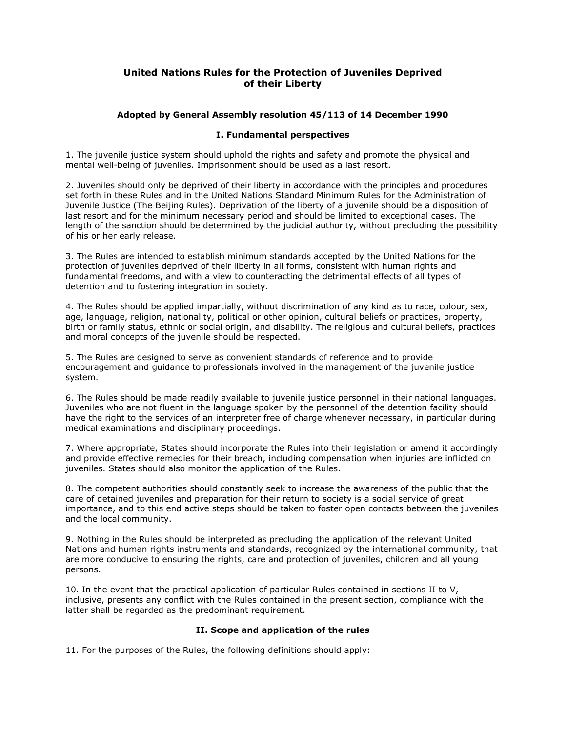# United Nations Rules for the Protection of Juveniles Deprived of their Liberty

**Adopted by General Assembly resolution 45/113 of 14 December 1990**

## I. Fundamental perspectives

1. The juvenile justice system should uphold the rights and safety and promote the physical and mental well-being of juveniles. Imprisonment should be used as a last resort.

2. Juveniles should only be deprived of their liberty in accordance with the principles and procedures set forth in these Rules and in the United Nations Standard Minimum Rules for the Administration of Juvenile Justice (The Beijing Rules). Deprivation of the liberty of a juvenile should be a disposition of last resort and for the minimum necessary period and should be limited to exceptional cases. The length of the sanction should be determined by the judicial authority, without precluding the possibility of his or her early release.

3. The Rules are intended to establish minimum standards accepted by the United Nations for the protection of juveniles deprived of their liberty in all forms, consistent with human rights and fundamental freedoms, and with a view to counteracting the detrimental effects of all types of detention and to fostering integration in society.

4. The Rules should be applied impartially, without discrimination of any kind as to race, colour, sex, age, language, religion, nationality, political or other opinion, cultural beliefs or practices, property, birth or family status, ethnic or social origin, and disability. The religious and cultural beliefs, practices and moral concepts of the juvenile should be respected.

5. The Rules are designed to serve as convenient standards of reference and to provide encouragement and guidance to professionals involved in the management of the juvenile justice system.

6. The Rules should be made readily available to juvenile justice personnel in their national languages. Juveniles who are not fluent in the language spoken by the personnel of the detention facility should have the right to the services of an interpreter free of charge whenever necessary, in particular during medical examinations and disciplinary proceedings.

7. Where appropriate, States should incorporate the Rules into their legislation or amend it accordingly and provide effective remedies for their breach, including compensation when injuries are inflicted on juveniles. States should also monitor the application of the Rules.

8. The competent authorities should constantly seek to increase the awareness of the public that the care of detained juveniles and preparation for their return to society is a social service of great importance, and to this end active steps should be taken to foster open contacts between the juveniles and the local community.

9. Nothing in the Rules should be interpreted as precluding the application of the relevant United Nations and human rights instruments and standards, recognized by the international community, that are more conducive to ensuring the rights, care and protection of juveniles, children and all young persons.

10. In the event that the practical application of particular Rules contained in sections II to V, inclusive, presents any conflict with the Rules contained in the present section, compliance with the latter shall be regarded as the predominant requirement.

## II. Scope and application of the rules

11. For the purposes of the Rules, the following definitions should apply: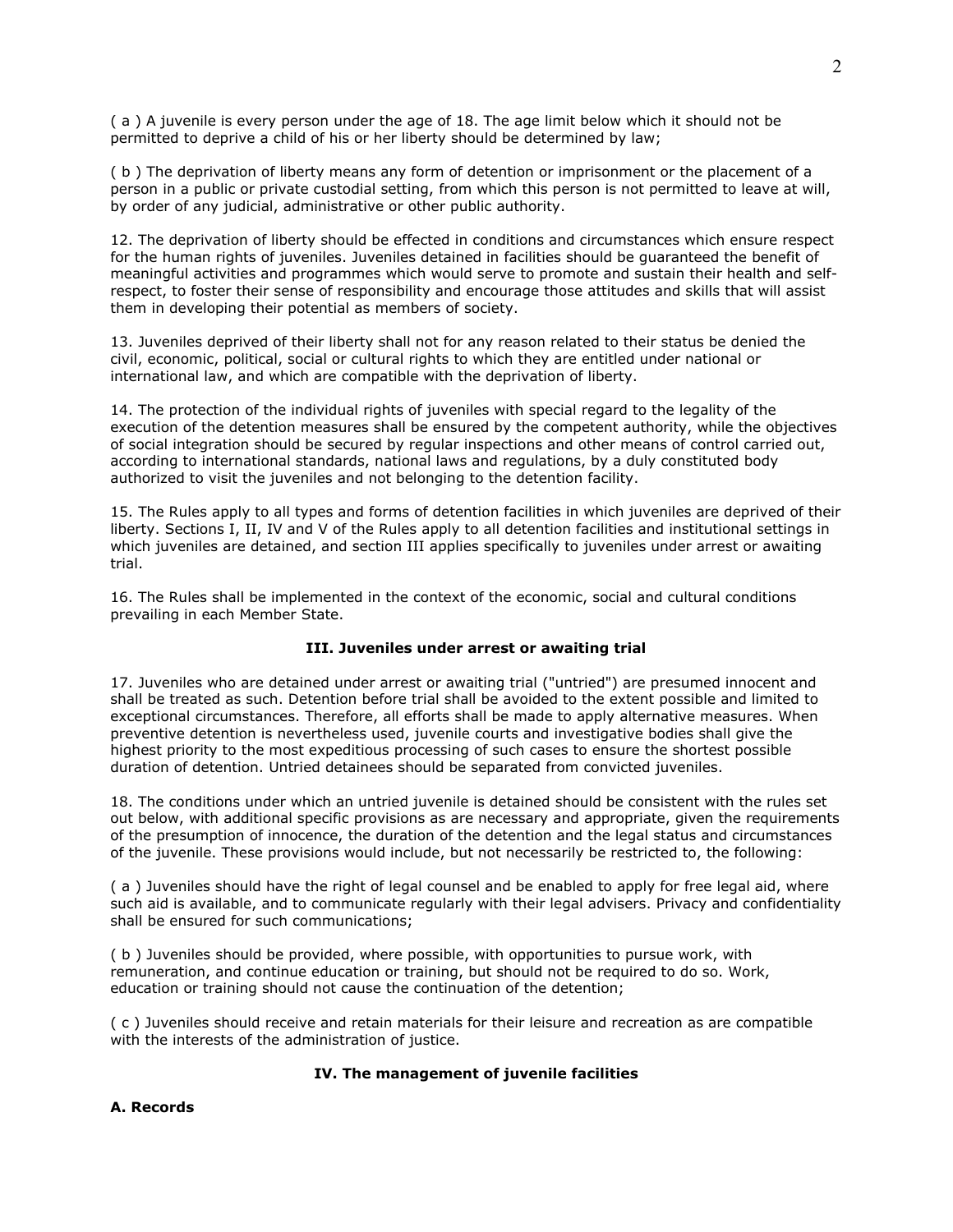( a ) A juvenile is every person under the age of 18. The age limit below which it should not be permitted to deprive a child of his or her liberty should be determined by law;

( b ) The deprivation of liberty means any form of detention or imprisonment or the placement of a person in a public or private custodial setting, from which this person is not permitted to leave at will, by order of any judicial, administrative or other public authority.

12. The deprivation of liberty should be effected in conditions and circumstances which ensure respect for the human rights of juveniles. Juveniles detained in facilities should be guaranteed the benefit of meaningful activities and programmes which would serve to promote and sustain their health and self-respect, to foster their sense of responsibility and encourage those attitudes and skills that will assist them in developing their potential as members of society.

13. Juveniles deprived of their liberty shall not for any reason related to their status be denied the civil, economic, political, social or cultural rights to which they are entitled under national or international law, and which are compatible with the deprivation of liberty.

14. The protection of the individual rights of juveniles with special regard to the legality of the execution of the detention measures shall be ensured by the competent authority, while the objectives of social integration should be secured by regular inspections and other means of control carried out, according to international standards, national laws and regulations, by a duly constituted body authorized to visit the juveniles and not belonging to the detention facility.

15. The Rules apply to all types and forms of detention facilities in which juveniles are deprived of their liberty. Sections I, II, IV and V of the Rules apply to all detention facilities and institutional settings in which juveniles are detained, and section III applies specifically to juveniles under arrest or awaiting trial.

16. The Rules shall be implemented in the context of the economic, social and cultural conditions prevailing in each Member State.

## III. Juveniles under arrest or awaiting trial

17. Juveniles who are detained under arrest or awaiting trial ("untried") are presumed innocent and shall be treated as such. Detention before trial shall be avoided to the extent possible and limited to exceptional circumstances. Therefore, all efforts shall be made to apply alternative measures. When preventive detention is nevertheless used, juvenile courts and investigative bodies shall give the highest priority to the most expeditious processing of such cases to ensure the shortest possible duration of detention. Untried detainees should be separated from convicted juveniles.

18. The conditions under which an untried juvenile is detained should be consistent with the rules set out below, with additional specific provisions as are necessary and appropriate, given the requirements of the presumption of innocence, the duration of the detention and the legal status and circumstances of the juvenile. These provisions would include, but not necessarily be restricted to, the following:

( a ) Juveniles should have the right of legal counsel and be enabled to apply for free legal aid, where such aid is available, and to communicate regularly with their legal advisers. Privacy and confidentiality shall be ensured for such communications;

( b ) Juveniles should be provided, where possible, with opportunities to pursue work, with remuneration, and continue education or training, but should not be required to do so. Work, education or training should not cause the continuation of the detention;

( c ) Juveniles should receive and retain materials for their leisure and recreation as are compatible with the interests of the administration of justice.

## IV. The management of juvenile facilities

### A. Records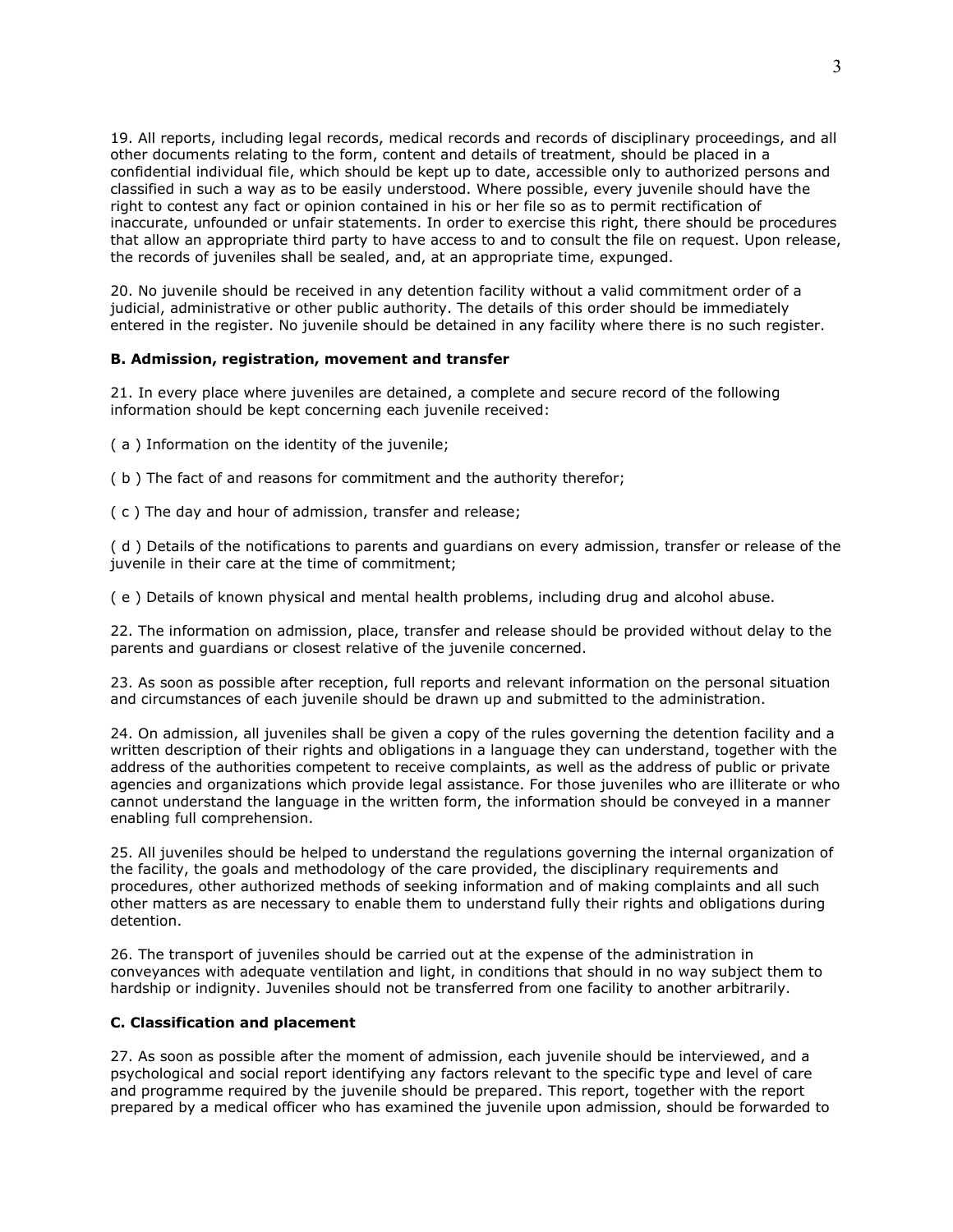19. All reports, including legal records, medical records and records of disciplinary proceedings, and all other documents relating to the form, content and details of treatment, should be placed in a confidential individual file, which should be kept up to date, accessible only to authorized persons and classified in such a way as to be easily understood. Where possible, every juvenile should have the right to contest any fact or opinion contained in his or her file so as to permit rectification of inaccurate, unfounded or unfair statements. In order to exercise this right, there should be procedures that allow an appropriate third party to have access to and to consult the file on request. Upon release, the records of juveniles shall be sealed, and, at an appropriate time, expunged.

20. No juvenile should be received in any detention facility without a valid commitment order of a judicial, administrative or other public authority. The details of this order should be immediately entered in the register. No juvenile should be detained in any facility where there is no such register.

### B. Admission, registration, movement and transfer

21. In every place where juveniles are detained, a complete and secure record of the following information should be kept concerning each juvenile received:

( a ) Information on the identity of the juvenile;

( b ) The fact of and reasons for commitment and the authority therefor;

( c ) The day and hour of admission, transfer and release;

( d ) Details of the notifications to parents and guardians on every admission, transfer or release of the juvenile in their care at the time of commitment;

( e ) Details of known physical and mental health problems, including drug and alcohol abuse.

22. The information on admission, place, transfer and release should be provided without delay to the parents and guardians or closest relative of the juvenile concerned.

23. As soon as possible after reception, full reports and relevant information on the personal situation and circumstances of each juvenile should be drawn up and submitted to the administration.

24. On admission, all juveniles shall be given a copy of the rules governing the detention facility and a written description of their rights and obligations in a language they can understand, together with the address of the authorities competent to receive complaints, as well as the address of public or private agencies and organizations which provide legal assistance. For those juveniles who are illiterate or who cannot understand the language in the written form, the information should be conveyed in a manner enabling full comprehension.

25. All juveniles should be helped to understand the regulations governing the internal organization of the facility, the goals and methodology of the care provided, the disciplinary requirements and procedures, other authorized methods of seeking information and of making complaints and all such other matters as are necessary to enable them to understand fully their rights and obligations during detention.

26. The transport of juveniles should be carried out at the expense of the administration in conveyances with adequate ventilation and light, in conditions that should in no way subject them to hardship or indignity. Juveniles should not be transferred from one facility to another arbitrarily.

### C. Classification and placement

27. As soon as possible after the moment of admission, each juvenile should be interviewed, and a psychological and social report identifying any factors relevant to the specific type and level of care and programme required by the juvenile should be prepared. This report, together with the report prepared by a medical officer who has examined the juvenile upon admission, should be forwarded to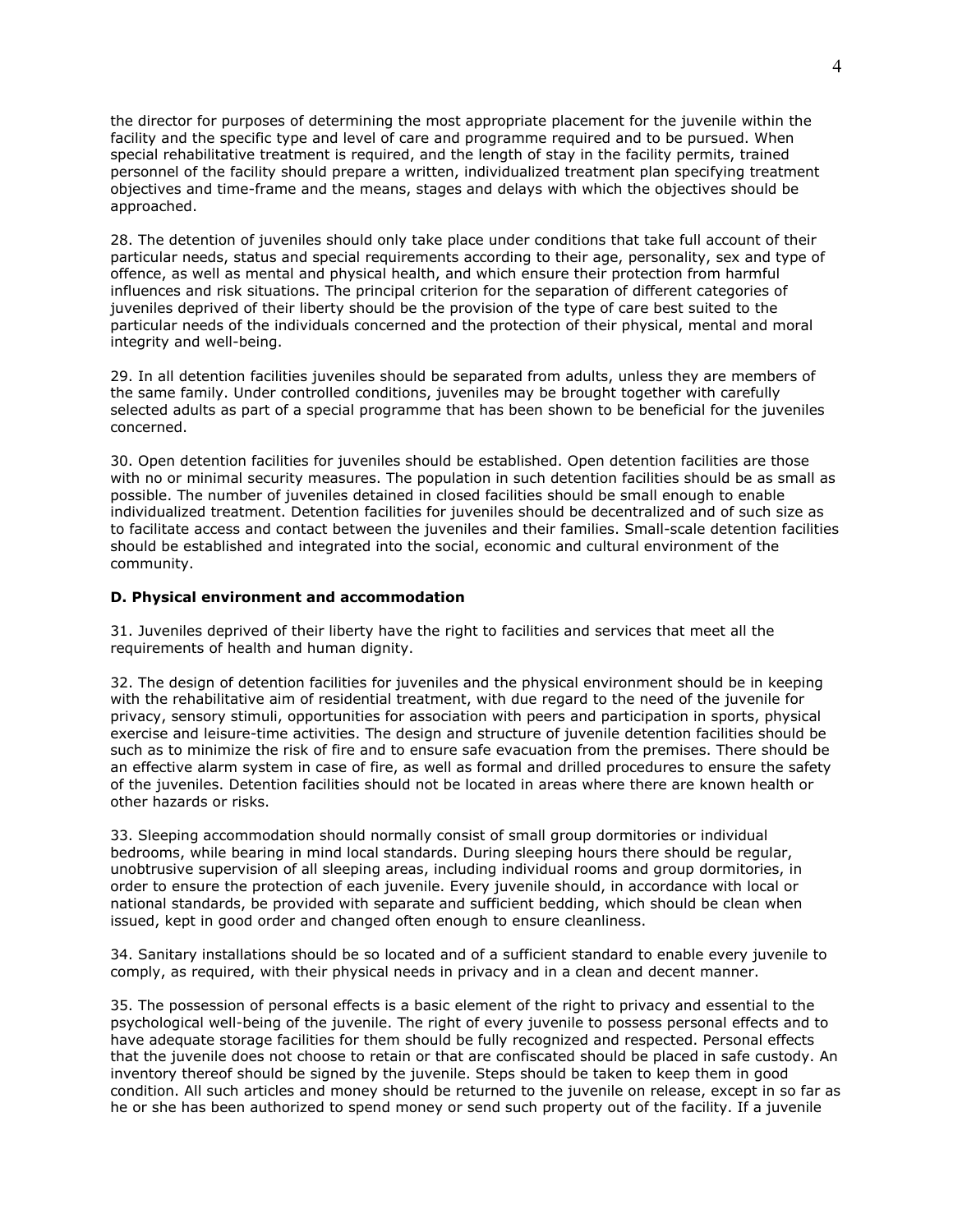the director for purposes of determining the most appropriate placement for the juvenile within the facility and the specific type and level of care and programme required and to be pursued. When special rehabilitative treatment is required, and the length of stay in the facility permits, trained personnel of the facility should prepare a written, individualized treatment plan specifying treatment objectives and time-frame and the means, stages and delays with which the objectives should be approached.

28. The detention of juveniles should only take place under conditions that take full account of their particular needs, status and special requirements according to their age, personality, sex and type of offence, as well as mental and physical health, and which ensure their protection from harmful influences and risk situations. The principal criterion for the separation of different categories of juveniles deprived of their liberty should be the provision of the type of care best suited to the particular needs of the individuals concerned and the protection of their physical, mental and moral integrity and well-being.

29. In all detention facilities juveniles should be separated from adults, unless they are members of the same family. Under controlled conditions, juveniles may be brought together with carefully selected adults as part of a special programme that has been shown to be beneficial for the juveniles concerned.

30. Open detention facilities for juveniles should be established. Open detention facilities are those with no or minimal security measures. The population in such detention facilities should be as small as possible. The number of juveniles detained in closed facilities should be small enough to enable individualized treatment. Detention facilities for juveniles should be decentralized and of such size as to facilitate access and contact between the juveniles and their families. Small-scale detention facilities should be established and integrated into the social, economic and cultural environment of the community.

**D. Physical environment and accommodation**

31. Juveniles deprived of their liberty have the right to facilities and services that meet all the requirements of health and human dignity.

32. The design of detention facilities for juveniles and the physical environment should be in keeping with the rehabilitative aim of residential treatment, with due regard to the need of the juvenile for privacy, sensory stimuli, opportunities for association with peers and participation in sports, physical exercise and leisure-time activities. The design and structure of juvenile detention facilities should be such as to minimize the risk of fire and to ensure safe evacuation from the premises. There should be an effective alarm system in case of fire, as well as formal and drilled procedures to ensure the safety of the juveniles. Detention facilities should not be located in areas where there are known health or other hazards or risks.

33. Sleeping accommodation should normally consist of small group dormitories or individual bedrooms, while bearing in mind local standards. During sleeping hours there should be regular, unobtrusive supervision of all sleeping areas, including individual rooms and group dormitories, in order to ensure the protection of each juvenile. Every juvenile should, in accordance with local or national standards, be provided with separate and sufficient bedding, which should be clean when issued, kept in good order and changed often enough to ensure cleanliness.

34. Sanitary installations should be so located and of a sufficient standard to enable every juvenile to comply, as required, with their physical needs in privacy and in a clean and decent manner.

35. The possession of personal effects is a basic element of the right to privacy and essential to the psychological well-being of the juvenile. The right of every juvenile to possess personal effects and to have adequate storage facilities for them should be fully recognized and respected. Personal effects that the juvenile does not choose to retain or that are confiscated should be placed in safe custody. An inventory thereof should be signed by the juvenile. Steps should be taken to keep them in good condition. All such articles and money should be returned to the juvenile on release, except in so far as he or she has been authorized to spend money or send such property out of the facility. If a juvenile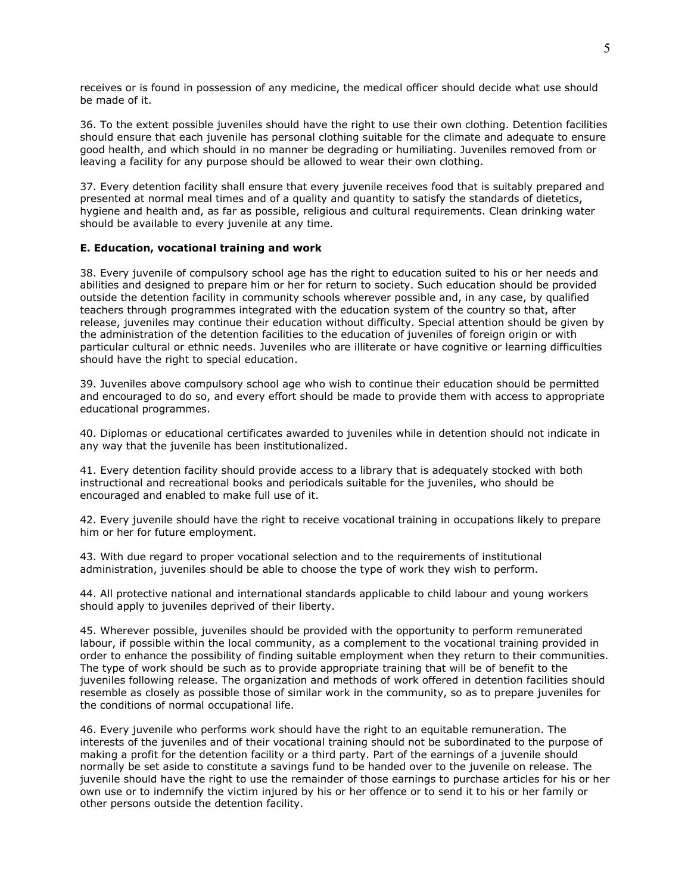receives or is found in possession of any medicine, the medical officer should decide what use should be made of it.

36. To the extent possible juveniles should have the right to use their own clothing. Detention facilities should ensure that each juvenile has personal clothing suitable for the climate and adequate to ensure good health, and which should in no manner be degrading or humiliating. Juveniles removed from or leaving a facility for any purpose should be allowed to wear their own clothing.

37. Every detention facility shall ensure that every juvenile receives food that is suitably prepared and presented at normal meal times and of a quality and quantity to satisfy the standards of dietetics, hygiene and health and, as far as possible, religious and cultural requirements. Clean drinking water should be available to every juvenile at any time.

**E. Education, vocational training and work**

38. Every juvenile of compulsory school age has the right to education suited to his or her needs and abilities and designed to prepare him or her for return to society. Such education should be provided outside the detention facility in community schools wherever possible and, in any case, by qualified teachers through programmes integrated with the education system of the country so that, after release, juveniles may continue their education without difficulty. Special attention should be given by the administration of the detention facilities to the education of juveniles of foreign origin or with particular cultural or ethnic needs. Juveniles who are illiterate or have cognitive or learning difficulties should have the right to special education.

39. Juveniles above compulsory school age who wish to continue their education should be permitted and encouraged to do so, and every effort should be made to provide them with access to appropriate educational programmes.

40. Diplomas or educational certificates awarded to juveniles while in detention should not indicate in any way that the juvenile has been institutionalized.

41. Every detention facility should provide access to a library that is adequately stocked with both instructional and recreational books and periodicals suitable for the juveniles, who should be encouraged and enabled to make full use of it.

42. Every juvenile should have the right to receive vocational training in occupations likely to prepare him or her for future employment.

43. With due regard to proper vocational selection and to the requirements of institutional administration, juveniles should be able to choose the type of work they wish to perform.

44. All protective national and international standards applicable to child labour and young workers should apply to juveniles deprived of their liberty.

45. Wherever possible, juveniles should be provided with the opportunity to perform remunerated labour, if possible within the local community, as a complement to the vocational training provided in order to enhance the possibility of finding suitable employment when they return to their communities. The type of work should be such as to provide appropriate training that will be of benefit to the juveniles following release. The organization and methods of work offered in detention facilities should resemble as closely as possible those of similar work in the community, so as to prepare juveniles for the conditions of normal occupational life.

46. Every juvenile who performs work should have the right to an equitable remuneration. The interests of the juveniles and of their vocational training should not be subordinated to the purpose of making a profit for the detention facility or a third party. Part of the earnings of a juvenile should normally be set aside to constitute a savings fund to be handed over to the juvenile on release. The juvenile should have the right to use the remainder of those earnings to purchase articles for his or her own use or to indemnify the victim injured by his or her offence or to send it to his or her family or other persons outside the detention facility.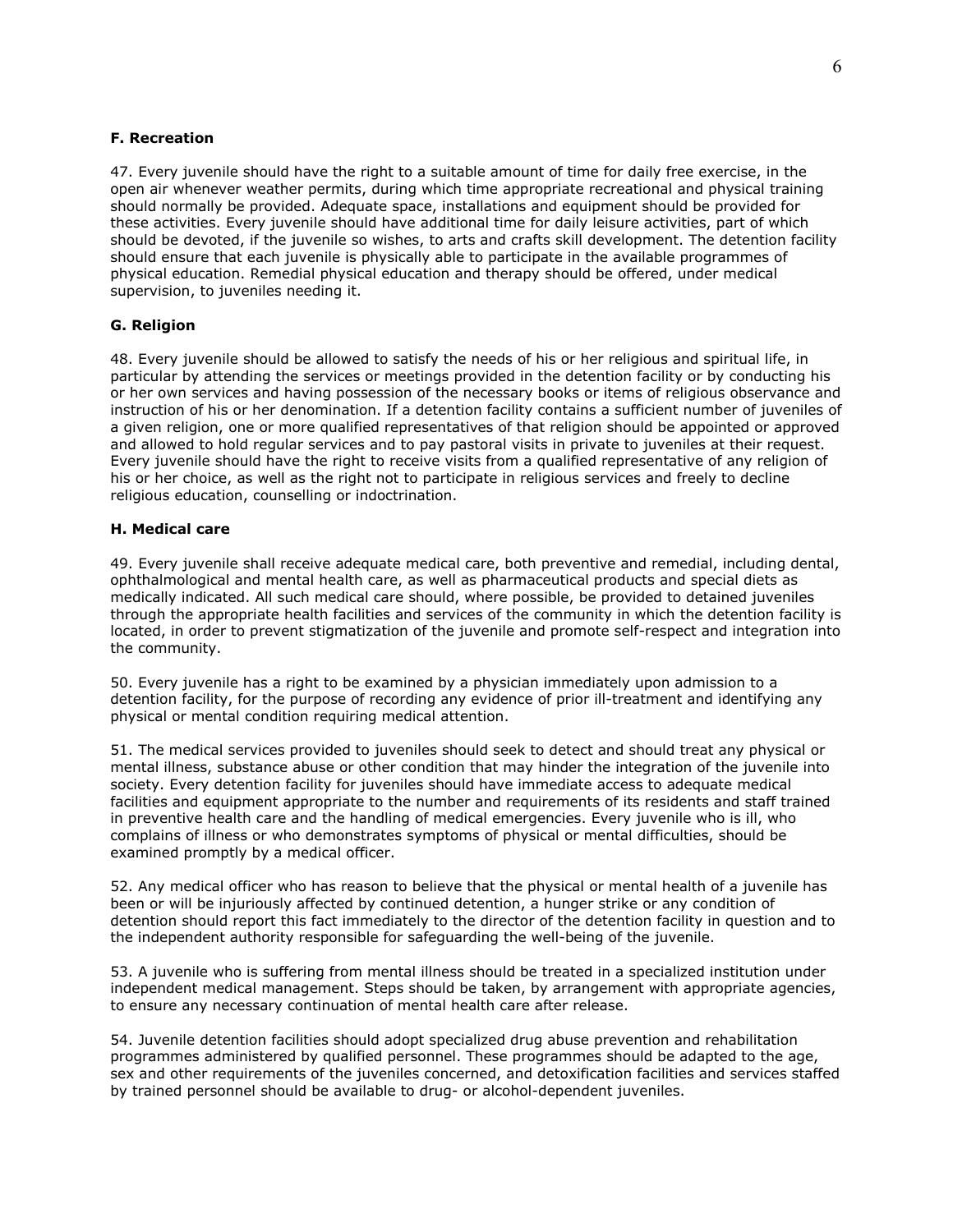**F. Recreation**

47. Every juvenile should have the right to a suitable amount of time for daily free exercise, in the open air whenever weather permits, during which time appropriate recreational and physical training should normally be provided. Adequate space, installations and equipment should be provided for these activities. Every juvenile should have additional time for daily leisure activities, part of which should be devoted, if the juvenile so wishes, to arts and crafts skill development. The detention facility should ensure that each juvenile is physically able to participate in the available programmes of physical education. Remedial physical education and therapy should be offered, under medical supervision, to juveniles needing it.

**G. Religion**

48. Every juvenile should be allowed to satisfy the needs of his or her religious and spiritual life, in particular by attending the services or meetings provided in the detention facility or by conducting his or her own services and having possession of the necessary books or items of religious observance and instruction of his or her denomination. If a detention facility contains a sufficient number of juveniles of a given religion, one or more qualified representatives of that religion should be appointed or approved and allowed to hold regular services and to pay pastoral visits in private to juveniles at their request. Every juvenile should have the right to receive visits from a qualified representative of any religion of his or her choice, as well as the right not to participate in religious services and freely to decline religious education, counselling or indoctrination.

**H. Medical care**

49. Every juvenile shall receive adequate medical care, both preventive and remedial, including dental, ophthalmological and mental health care, as well as pharmaceutical products and special diets as medically indicated. All such medical care should, where possible, be provided to detained juveniles through the appropriate health facilities and services of the community in which the detention facility is located, in order to prevent stigmatization of the juvenile and promote self-respect and integration into the community.

50. Every juvenile has a right to be examined by a physician immediately upon admission to a detention facility, for the purpose of recording any evidence of prior ill-treatment and identifying any physical or mental condition requiring medical attention.

51. The medical services provided to juveniles should seek to detect and should treat any physical or mental illness, substance abuse or other condition that may hinder the integration of the juvenile into society. Every detention facility for juveniles should have immediate access to adequate medical facilities and equipment appropriate to the number and requirements of its residents and staff trained in preventive health care and the handling of medical emergencies. Every juvenile who is ill, who complains of illness or who demonstrates symptoms of physical or mental difficulties, should be examined promptly by a medical officer.

52. Any medical officer who has reason to believe that the physical or mental health of a juvenile has been or will be injuriously affected by continued detention, a hunger strike or any condition of detention should report this fact immediately to the director of the detention facility in question and to the independent authority responsible for safeguarding the well-being of the juvenile.

53. A juvenile who is suffering from mental illness should be treated in a specialized institution under independent medical management. Steps should be taken, by arrangement with appropriate agencies, to ensure any necessary continuation of mental health care after release.

54. Juvenile detention facilities should adopt specialized drug abuse prevention and rehabilitation programmes administered by qualified personnel. These programmes should be adapted to the age, sex and other requirements of the juveniles concerned, and detoxification facilities and services staffed by trained personnel should be available to drug- or alcohol-dependent juveniles.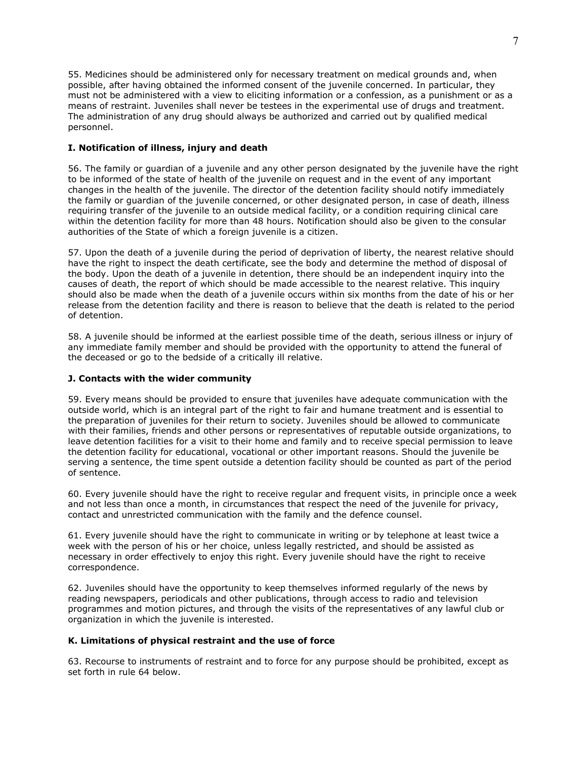55. Medicines should be administered only for necessary treatment on medical grounds and, when possible, after having obtained the informed consent of the juvenile concerned. In particular, they must not be administered with a view to eliciting information or a confession, as a punishment or as a means of restraint. Juveniles shall never be testees in the experimental use of drugs and treatment. The administration of any drug should always be authorized and carried out by qualified medical personnel.

### I. Notification of illness, injury and death

56. The family or guardian of a juvenile and any other person designated by the juvenile have the right to be informed of the state of health of the juvenile on request and in the event of any important changes in the health of the juvenile. The director of the detention facility should notify immediately the family or guardian of the juvenile concerned, or other designated person, in case of death, illness requiring transfer of the juvenile to an outside medical facility, or a condition requiring clinical care within the detention facility for more than 48 hours. Notification should also be given to the consular authorities of the State of which a foreign juvenile is a citizen.

57. Upon the death of a juvenile during the period of deprivation of liberty, the nearest relative should have the right to inspect the death certificate, see the body and determine the method of disposal of the body. Upon the death of a juvenile in detention, there should be an independent inquiry into the causes of death, the report of which should be made accessible to the nearest relative. This inquiry should also be made when the death of a juvenile occurs within six months from the date of his or her release from the detention facility and there is reason to believe that the death is related to the period of detention.

58. A juvenile should be informed at the earliest possible time of the death, serious illness or injury of any immediate family member and should be provided with the opportunity to attend the funeral of the deceased or go to the bedside of a critically ill relative.

### J. Contacts with the wider community

59. Every means should be provided to ensure that juveniles have adequate communication with the outside world, which is an integral part of the right to fair and humane treatment and is essential to the preparation of juveniles for their return to society. Juveniles should be allowed to communicate with their families, friends and other persons or representatives of reputable outside organizations, to leave detention facilities for a visit to their home and family and to receive special permission to leave the detention facility for educational, vocational or other important reasons. Should the juvenile be serving a sentence, the time spent outside a detention facility should be counted as part of the period of sentence.

60. Every juvenile should have the right to receive regular and frequent visits, in principle once a week and not less than once a month, in circumstances that respect the need of the juvenile for privacy, contact and unrestricted communication with the family and the defence counsel.

61. Every juvenile should have the right to communicate in writing or by telephone at least twice a week with the person of his or her choice, unless legally restricted, and should be assisted as necessary in order effectively to enjoy this right. Every juvenile should have the right to receive correspondence.

62. Juveniles should have the opportunity to keep themselves informed regularly of the news by reading newspapers, periodicals and other publications, through access to radio and television programmes and motion pictures, and through the visits of the representatives of any lawful club or organization in which the juvenile is interested.

### K. Limitations of physical restraint and the use of force

63. Recourse to instruments of restraint and to force for any purpose should be prohibited, except as set forth in rule 64 below.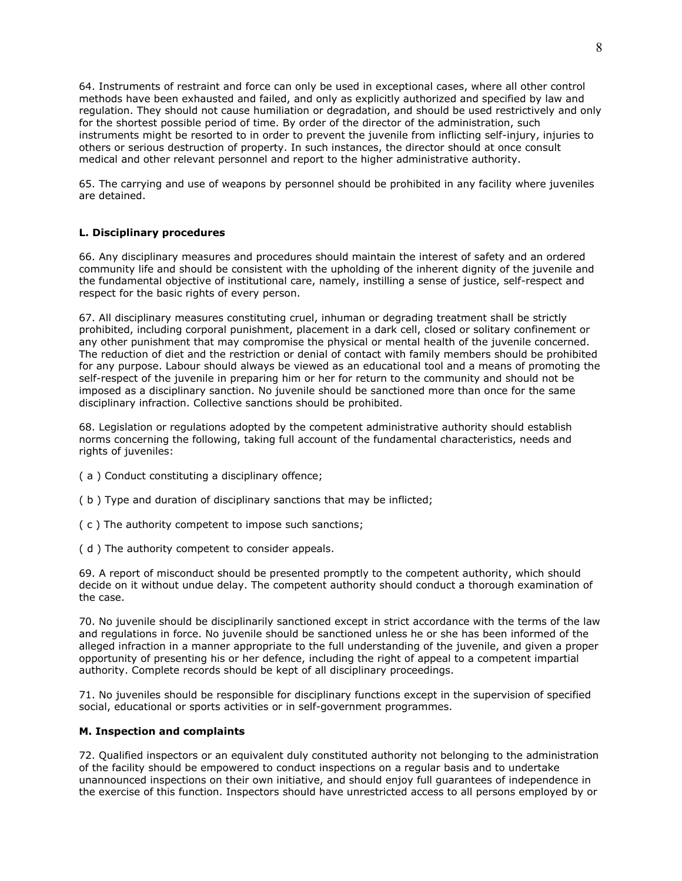64. Instruments of restraint and force can only be used in exceptional cases, where all other control methods have been exhausted and failed, and only as explicitly authorized and specified by law and regulation. They should not cause humiliation or degradation, and should be used restrictively and only for the shortest possible period of time. By order of the director of the administration, such instruments might be resorted to in order to prevent the juvenile from inflicting self-injury, injuries to others or serious destruction of property. In such instances, the director should at once consult medical and other relevant personnel and report to the higher administrative authority.

65. The carrying and use of weapons by personnel should be prohibited in any facility where juveniles are detained.

### L. Disciplinary procedures

66. Any disciplinary measures and procedures should maintain the interest of safety and an ordered community life and should be consistent with the upholding of the inherent dignity of the juvenile and the fundamental objective of institutional care, namely, instilling a sense of justice, self-respect and respect for the basic rights of every person.

67. All disciplinary measures constituting cruel, inhuman or degrading treatment shall be strictly prohibited, including corporal punishment, placement in a dark cell, closed or solitary confinement or any other punishment that may compromise the physical or mental health of the juvenile concerned. The reduction of diet and the restriction or denial of contact with family members should be prohibited for any purpose. Labour should always be viewed as an educational tool and a means of promoting the self-respect of the juvenile in preparing him or her for return to the community and should not be imposed as a disciplinary sanction. No juvenile should be sanctioned more than once for the same disciplinary infraction. Collective sanctions should be prohibited.

68. Legislation or regulations adopted by the competent administrative authority should establish norms concerning the following, taking full account of the fundamental characteristics, needs and rights of juveniles:

( a ) Conduct constituting a disciplinary offence;

( b ) Type and duration of disciplinary sanctions that may be inflicted;

( c ) The authority competent to impose such sanctions;

( d ) The authority competent to consider appeals.

69. A report of misconduct should be presented promptly to the competent authority, which should decide on it without undue delay. The competent authority should conduct a thorough examination of the case.

70. No juvenile should be disciplinarily sanctioned except in strict accordance with the terms of the law and regulations in force. No juvenile should be sanctioned unless he or she has been informed of the alleged infraction in a manner appropriate to the full understanding of the juvenile, and given a proper opportunity of presenting his or her defence, including the right of appeal to a competent impartial authority. Complete records should be kept of all disciplinary proceedings.

71. No juveniles should be responsible for disciplinary functions except in the supervision of specified social, educational or sports activities or in self-government programmes.

### M. Inspection and complaints

72. Qualified inspectors or an equivalent duly constituted authority not belonging to the administration of the facility should be empowered to conduct inspections on a regular basis and to undertake unannounced inspections on their own initiative, and should enjoy full guarantees of independence in the exercise of this function. Inspectors should have unrestricted access to all persons employed by or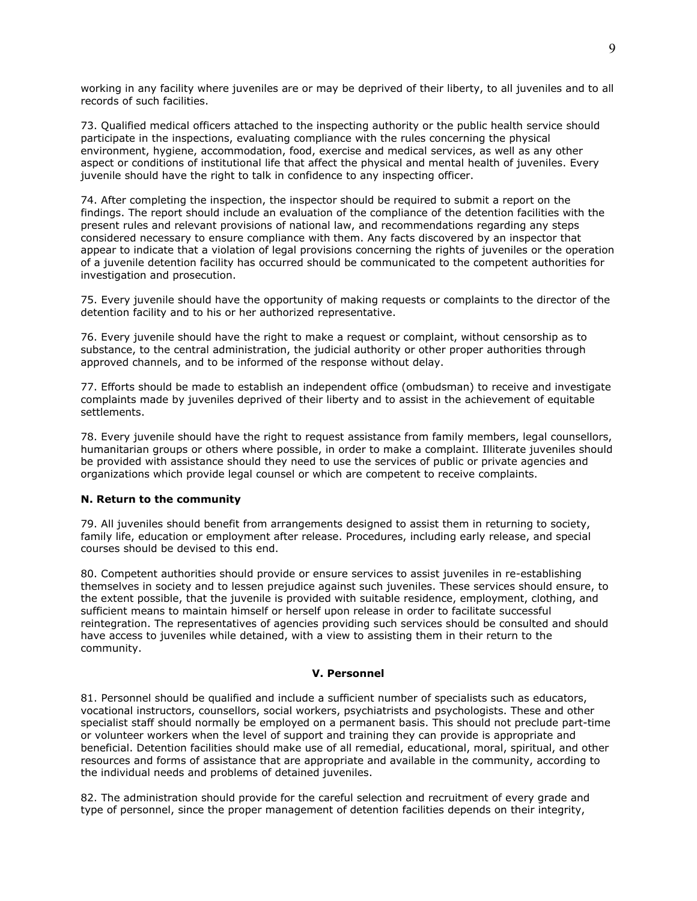working in any facility where juveniles are or may be deprived of their liberty, to all juveniles and to all records of such facilities.

73. Qualified medical officers attached to the inspecting authority or the public health service should participate in the inspections, evaluating compliance with the rules concerning the physical environment, hygiene, accommodation, food, exercise and medical services, as well as any other aspect or conditions of institutional life that affect the physical and mental health of juveniles. Every juvenile should have the right to talk in confidence to any inspecting officer.

74. After completing the inspection, the inspector should be required to submit a report on the findings. The report should include an evaluation of the compliance of the detention facilities with the present rules and relevant provisions of national law, and recommendations regarding any steps considered necessary to ensure compliance with them. Any facts discovered by an inspector that appear to indicate that a violation of legal provisions concerning the rights of juveniles or the operation of a juvenile detention facility has occurred should be communicated to the competent authorities for investigation and prosecution.

75. Every juvenile should have the opportunity of making requests or complaints to the director of the detention facility and to his or her authorized representative.

76. Every juvenile should have the right to make a request or complaint, without censorship as to substance, to the central administration, the judicial authority or other proper authorities through approved channels, and to be informed of the response without delay.

77. Efforts should be made to establish an independent office (ombudsman) to receive and investigate complaints made by juveniles deprived of their liberty and to assist in the achievement of equitable settlements.

78. Every juvenile should have the right to request assistance from family members, legal counsellors, humanitarian groups or others where possible, in order to make a complaint. Illiterate juveniles should be provided with assistance should they need to use the services of public or private agencies and organizations which provide legal counsel or which are competent to receive complaints.

### N. Return to the community

79. All juveniles should benefit from arrangements designed to assist them in returning to society, family life, education or employment after release. Procedures, including early release, and special courses should be devised to this end.

80. Competent authorities should provide or ensure services to assist juveniles in re-establishing themselves in society and to lessen prejudice against such juveniles. These services should ensure, to the extent possible, that the juvenile is provided with suitable residence, employment, clothing, and sufficient means to maintain himself or herself upon release in order to facilitate successful reintegration. The representatives of agencies providing such services should be consulted and should have access to juveniles while detained, with a view to assisting them in their return to the community.

## V. Personnel

81. Personnel should be qualified and include a sufficient number of specialists such as educators, vocational instructors, counsellors, social workers, psychiatrists and psychologists. These and other specialist staff should normally be employed on a permanent basis. This should not preclude part-time or volunteer workers when the level of support and training they can provide is appropriate and beneficial. Detention facilities should make use of all remedial, educational, moral, spiritual, and other resources and forms of assistance that are appropriate and available in the community, according to the individual needs and problems of detained juveniles.

82. The administration should provide for the careful selection and recruitment of every grade and type of personnel, since the proper management of detention facilities depends on their integrity,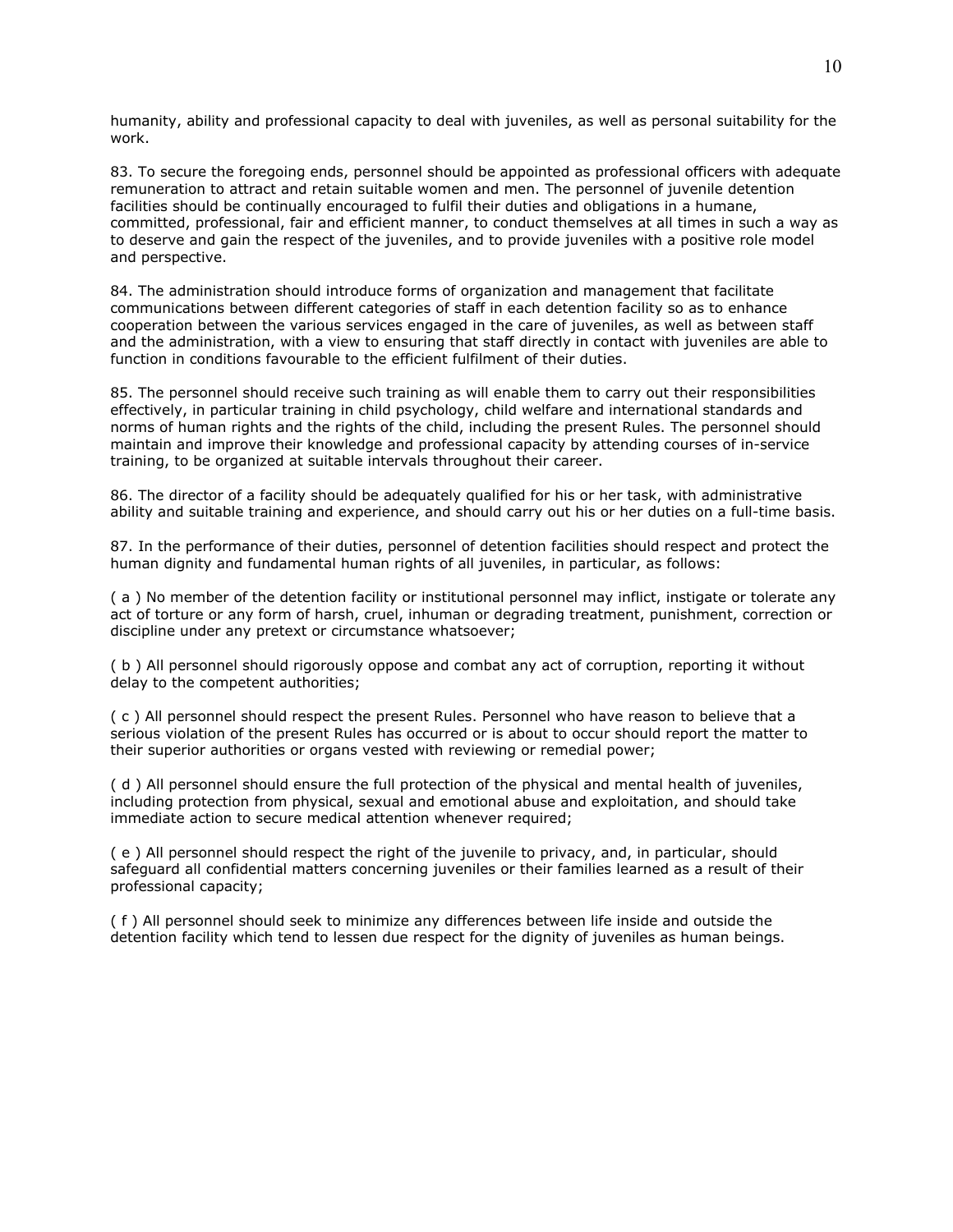humanity, ability and professional capacity to deal with juveniles, as well as personal suitability for the work.

83. To secure the foregoing ends, personnel should be appointed as professional officers with adequate remuneration to attract and retain suitable women and men. The personnel of juvenile detention facilities should be continually encouraged to fulfil their duties and obligations in a humane, committed, professional, fair and efficient manner, to conduct themselves at all times in such a way as to deserve and gain the respect of the juveniles, and to provide juveniles with a positive role model and perspective.

84. The administration should introduce forms of organization and management that facilitate communications between different categories of staff in each detention facility so as to enhance cooperation between the various services engaged in the care of juveniles, as well as between staff and the administration, with a view to ensuring that staff directly in contact with juveniles are able to function in conditions favourable to the efficient fulfilment of their duties.

85. The personnel should receive such training as will enable them to carry out their responsibilities effectively, in particular training in child psychology, child welfare and international standards and norms of human rights and the rights of the child, including the present Rules. The personnel should maintain and improve their knowledge and professional capacity by attending courses of in-service training, to be organized at suitable intervals throughout their career.

86. The director of a facility should be adequately qualified for his or her task, with administrative ability and suitable training and experience, and should carry out his or her duties on a full-time basis.

87. In the performance of their duties, personnel of detention facilities should respect and protect the human dignity and fundamental human rights of all juveniles, in particular, as follows:

( a ) No member of the detention facility or institutional personnel may inflict, instigate or tolerate any act of torture or any form of harsh, cruel, inhuman or degrading treatment, punishment, correction or discipline under any pretext or circumstance whatsoever;

( b ) All personnel should rigorously oppose and combat any act of corruption, reporting it without delay to the competent authorities;

( c ) All personnel should respect the present Rules. Personnel who have reason to believe that a serious violation of the present Rules has occurred or is about to occur should report the matter to their superior authorities or organs vested with reviewing or remedial power;

( d ) All personnel should ensure the full protection of the physical and mental health of juveniles, including protection from physical, sexual and emotional abuse and exploitation, and should take immediate action to secure medical attention whenever required;

( e ) All personnel should respect the right of the juvenile to privacy, and, in particular, should safeguard all confidential matters concerning juveniles or their families learned as a result of their professional capacity;

( f ) All personnel should seek to minimize any differences between life inside and outside the detention facility which tend to lessen due respect for the dignity of juveniles as human beings.